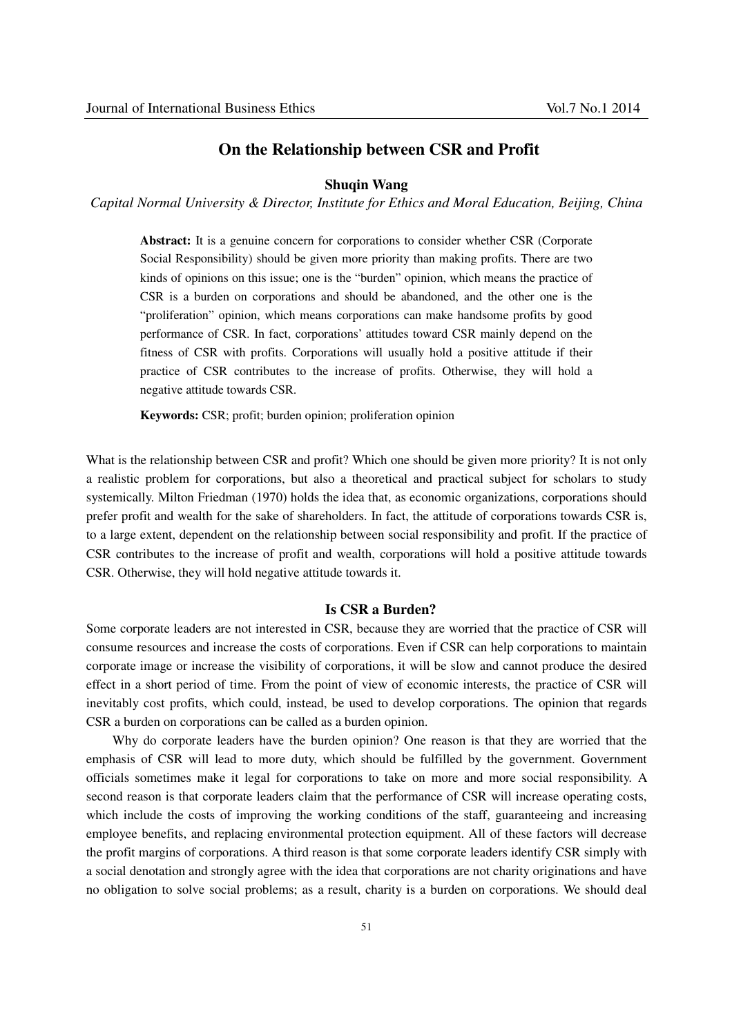# On the Relationship between CSR and Profit

**Shuqin Wang**

*Capital Normal University & Director, Institute for Ethics and Moral Education, Beijing, China*

**Abstract:** It is a genuine concern for corporations to consider whether CSR (Corporate Social Responsibility) should be given more priority than making profits. There are two kinds of opinions on this issue; one is the "burden" opinion, which means the practice of CSR is a burden on corporations and should be abandoned, and the other one is the "proliferation" opinion, which means corporations can make handsome profits by good performance of CSR. In fact, corporations' attitudes toward CSR mainly depend on the fitness of CSR with profits. Corporations will usually hold a positive attitude if their practice of CSR contributes to the increase of profits. Otherwise, they will hold a negative attitude towards CSR.

**Keywords:** CSR; profit; burden opinion; proliferation opinion

What is the relationship between CSR and profit? Which one should be given more priority? It is not only a realistic problem for corporations, but also a theoretical and practical subject for scholars to study systemically. Milton Friedman (1970) holds the idea that, as economic organizations, corporations should prefer profit and wealth for the sake of shareholders. In fact, the attitude of corporations towards CSR is, to a large extent, dependent on the relationship between social responsibility and profit. If the practice of CSR contributes to the increase of profit and wealth, corporations will hold a positive attitude towards CSR. Otherwise, they will hold negative attitude towards it.

## Is CSR a Burden?

Some corporate leaders are not interested in CSR, because they are worried that the practice of CSR will consume resources and increase the costs of corporations. Even if CSR can help corporations to maintain corporate image or increase the visibility of corporations, it will be slow and cannot produce the desired effect in a short period of time. From the point of view of economic interests, the practice of CSR will inevitably cost profits, which could, instead, be used to develop corporations. The opinion that regards CSR a burden on corporations can be called as a burden opinion.

Why do corporate leaders have the burden opinion? One reason is that they are worried that the emphasis of CSR will lead to more duty, which should be fulfilled by the government. Government officials sometimes make it legal for corporations to take on more and more social responsibility. A second reason is that corporate leaders claim that the performance of CSR will increase operating costs, which include the costs of improving the working conditions of the staff, guaranteeing and increasing employee benefits, and replacing environmental protection equipment. All of these factors will decrease the profit margins of corporations. A third reason is that some corporate leaders identify CSR simply with a social denotation and strongly agree with the idea that corporations are not charity originations and have no obligation to solve social problems; as a result, charity is a burden on corporations. We should deal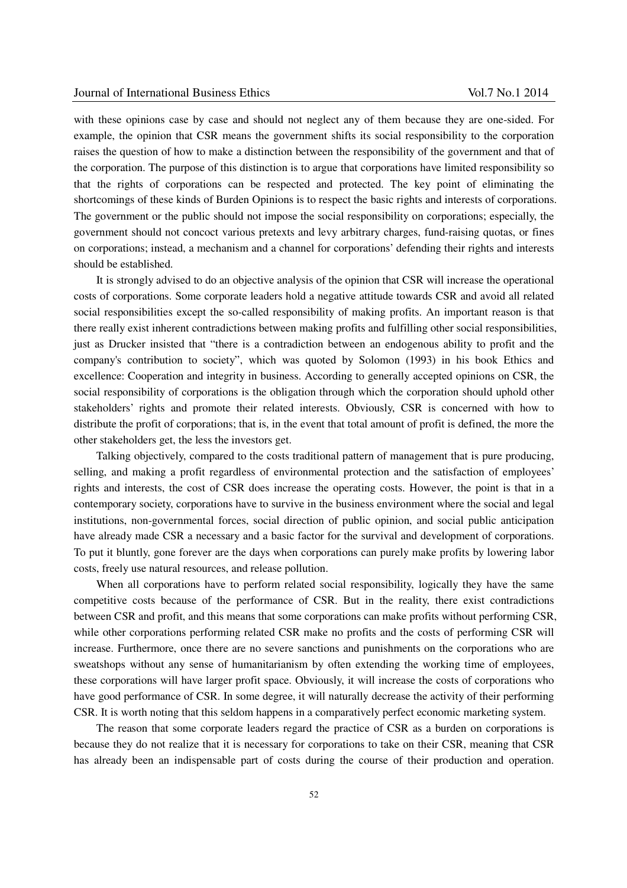with these opinions case by case and should not neglect any of them because they are one-sided. For example, the opinion that CSR means the government shifts its social responsibility to the corporation raises the question of how to make a distinction between the responsibility of the government and that of the corporation. The purpose of this distinction is to argue that corporations have limited responsibility so that the rights of corporations can be respected and protected. The key point of eliminating the shortcomings of these kinds of Burden Opinions is to respect the basic rights and interests of corporations. The government or the public should not impose the social responsibility on corporations; especially, the government should not concoct various pretexts and levy arbitrary charges, fund-raising quotas, or fines on corporations; instead, a mechanism and a channel for corporations' defending their rights and interests should be established.

It is strongly advised to do an objective analysis of the opinion that CSR will increase the operational costs of corporations. Some corporate leaders hold a negative attitude towards CSR and avoid all related social responsibilities except the so-called responsibility of making profits. An important reason is that there really exist inherent contradictions between making profits and fulfilling other social responsibilities, just as Drucker insisted that "there is a contradiction between an endogenous ability to profit and the company's contribution to society", which was quoted by Solomon (1993) in his book Ethics and excellence: Cooperation and integrity in business. According to generally accepted opinions on CSR, the social responsibility of corporations is the obligation through which the corporation should uphold other stakeholders' rights and promote their related interests. Obviously, CSR is concerned with how to distribute the profit of corporations; that is, in the event that total amount of profit is defined, the more the other stakeholders get, the less the investors get.

Talking objectively, compared to the costs traditional pattern of management that is pure producing, selling, and making a profit regardless of environmental protection and the satisfaction of employees' rights and interests, the cost of CSR does increase the operating costs. However, the point is that in a contemporary society, corporations have to survive in the business environment where the social and legal institutions, non-governmental forces, social direction of public opinion, and social public anticipation have already made CSR a necessary and a basic factor for the survival and development of corporations. To put it bluntly, gone forever are the days when corporations can purely make profits by lowering labor costs, freely use natural resources, and release pollution.

When all corporations have to perform related social responsibility, logically they have the same competitive costs because of the performance of CSR. But in the reality, there exist contradictions between CSR and profit, and this means that some corporations can make profits without performing CSR, while other corporations performing related CSR make no profits and the costs of performing CSR will increase. Furthermore, once there are no severe sanctions and punishments on the corporations who are sweatshops without any sense of humanitarianism by often extending the working time of employees, these corporations will have larger profit space. Obviously, it will increase the costs of corporations who have good performance of CSR. In some degree, it will naturally decrease the activity of their performing CSR. It is worth noting that this seldom happens in a comparatively perfect economic marketing system.

The reason that some corporate leaders regard the practice of CSR as a burden on corporations is because they do not realize that it is necessary for corporations to take on their CSR, meaning that CSR has already been an indispensable part of costs during the course of their production and operation.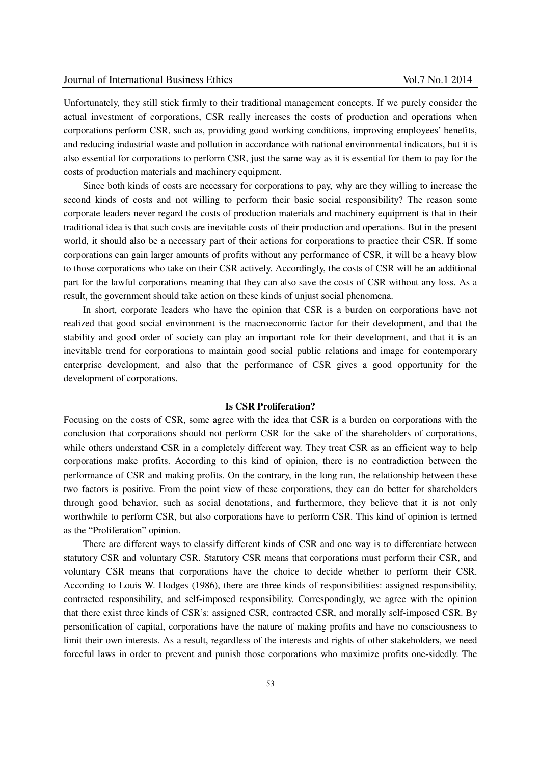Unfortunately, they still stick firmly to their traditional management concepts. If we purely consider the actual investment of corporations, CSR really increases the costs of production and operations when corporations perform CSR, such as, providing good working conditions, improving employees' benefits, and reducing industrial waste and pollution in accordance with national environmental indicators, but it is also essential for corporations to perform CSR, just the same way as it is essential for them to pay for the costs of production materials and machinery equipment.

Since both kinds of costs are necessary for corporations to pay, why are they willing to increase the second kinds of costs and not willing to perform their basic social responsibility? The reason some corporate leaders never regard the costs of production materials and machinery equipment is that in their traditional idea is that such costs are inevitable costs of their production and operations. But in the present world, it should also be a necessary part of their actions for corporations to practice their CSR. If some corporations can gain larger amounts of profits without any performance of CSR, it will be a heavy blow to those corporations who take on their CSR actively. Accordingly, the costs of CSR will be an additional part for the lawful corporations meaning that they can also save the costs of CSR without any loss. As a result, the government should take action on these kinds of unjust social phenomena.

In short, corporate leaders who have the opinion that CSR is a burden on corporations have not realized that good social environment is the macroeconomic factor for their development, and that the stability and good order of society can play an important role for their development, and that it is an inevitable trend for corporations to maintain good social public relations and image for contemporary enterprise development, and also that the performance of CSR gives a good opportunity for the development of corporations.

## Is CSR Proliferation?

Focusing on the costs of CSR, some agree with the idea that CSR is a burden on corporations with the conclusion that corporations should not perform CSR for the sake of the shareholders of corporations, while others understand CSR in a completely different way. They treat CSR as an efficient way to help corporations make profits. According to this kind of opinion, there is no contradiction between the performance of CSR and making profits. On the contrary, in the long run, the relationship between these two factors is positive. From the point view of these corporations, they can do better for shareholders through good behavior, such as social denotations, and furthermore, they believe that it is not only worthwhile to perform CSR, but also corporations have to perform CSR. This kind of opinion is termed as the "Proliferation" opinion.

There are different ways to classify different kinds of CSR and one way is to differentiate between statutory CSR and voluntary CSR. Statutory CSR means that corporations must perform their CSR, and voluntary CSR means that corporations have the choice to decide whether to perform their CSR. According to Louis W. Hodges (1986), there are three kinds of responsibilities: assigned responsibility, contracted responsibility, and self-imposed responsibility. Correspondingly, we agree with the opinion that there exist three kinds of CSR's: assigned CSR, contracted CSR, and morally self-imposed CSR. By personification of capital, corporations have the nature of making profits and have no consciousness to limit their own interests. As a result, regardless of the interests and rights of other stakeholders, we need forceful laws in order to prevent and punish those corporations who maximize profits one-sidedly. The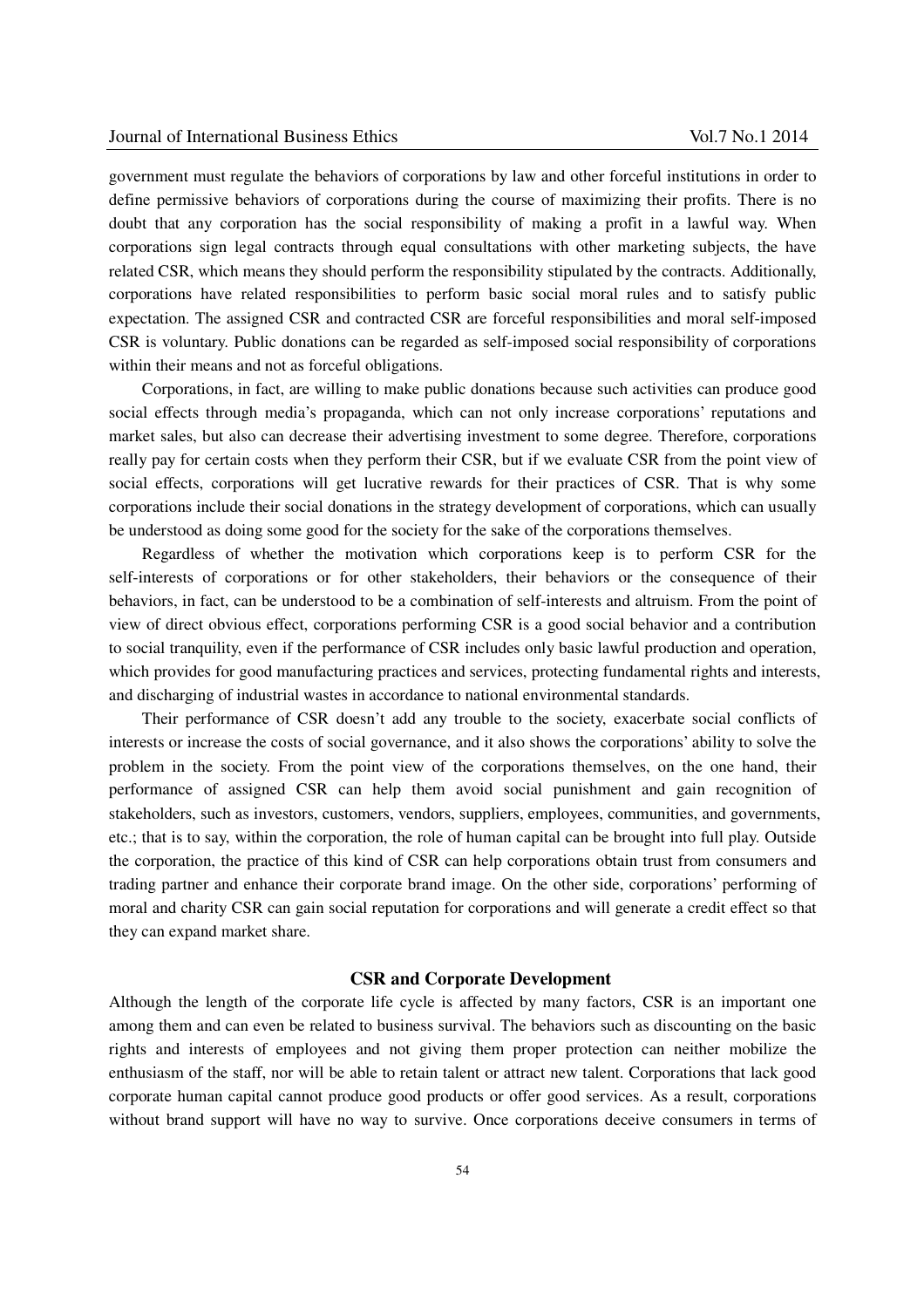government must regulate the behaviors of corporations by law and other forceful institutions in order to define permissive behaviors of corporations during the course of maximizing their profits. There is no doubt that any corporation has the social responsibility of making a profit in a lawful way. When corporations sign legal contracts through equal consultations with other marketing subjects, the have related CSR, which means they should perform the responsibility stipulated by the contracts. Additionally, corporations have related responsibilities to perform basic social moral rules and to satisfy public expectation. The assigned CSR and contracted CSR are forceful responsibilities and moral self-imposed CSR is voluntary. Public donations can be regarded as self-imposed social responsibility of corporations within their means and not as forceful obligations.

Corporations, in fact, are willing to make public donations because such activities can produce good social effects through media's propaganda, which can not only increase corporations' reputations and market sales, but also can decrease their advertising investment to some degree. Therefore, corporations really pay for certain costs when they perform their CSR, but if we evaluate CSR from the point view of social effects, corporations will get lucrative rewards for their practices of CSR. That is why some corporations include their social donations in the strategy development of corporations, which can usually be understood as doing some good for the society for the sake of the corporations themselves.

Regardless of whether the motivation which corporations keep is to perform CSR for the self-interests of corporations or for other stakeholders, their behaviors or the consequence of their behaviors, in fact, can be understood to be a combination of self-interests and altruism. From the point of view of direct obvious effect, corporations performing CSR is a good social behavior and a contribution to social tranquility, even if the performance of CSR includes only basic lawful production and operation, which provides for good manufacturing practices and services, protecting fundamental rights and interests, and discharging of industrial wastes in accordance to national environmental standards.

Their performance of CSR doesn't add any trouble to the society, exacerbate social conflicts of interests or increase the costs of social governance, and it also shows the corporations' ability to solve the problem in the society. From the point view of the corporations themselves, on the one hand, their performance of assigned CSR can help them avoid social punishment and gain recognition of stakeholders, such as investors, customers, vendors, suppliers, employees, communities, and governments, etc.; that is to say, within the corporation, the role of human capital can be brought into full play. Outside the corporation, the practice of this kind of CSR can help corporations obtain trust from consumers and trading partner and enhance their corporate brand image. On the other side, corporations' performing of moral and charity CSR can gain social reputation for corporations and will generate a credit effect so that they can expand market share.

## CSR and Corporate Development

Although the length of the corporate life cycle is affected by many factors, CSR is an important one among them and can even be related to business survival. The behaviors such as discounting on the basic rights and interests of employees and not giving them proper protection can neither mobilize the enthusiasm of the staff, nor will be able to retain talent or attract new talent. Corporations that lack good corporate human capital cannot produce good products or offer good services. As a result, corporations without brand support will have no way to survive. Once corporations deceive consumers in terms of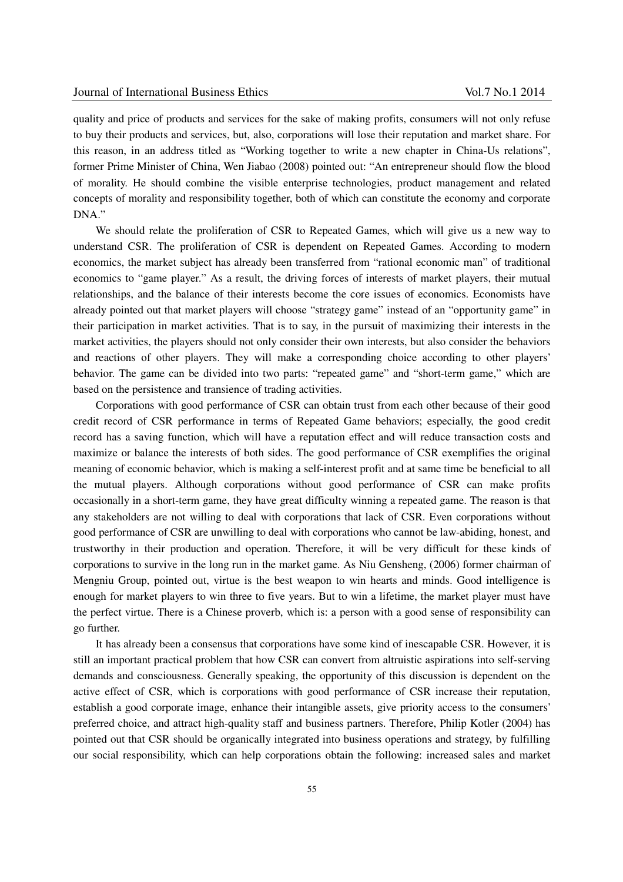quality and price of products and services for the sake of making profits, consumers will not only refuse to buy their products and services, but, also, corporations will lose their reputation and market share. For this reason, in an address titled as "Working together to write a new chapter in China-Us relations", former Prime Minister of China, Wen Jiabao (2008) pointed out: "An entrepreneur should flow the blood of morality. He should combine the visible enterprise technologies, product management and related concepts of morality and responsibility together, both of which can constitute the economy and corporate DNA."

We should relate the proliferation of CSR to Repeated Games, which will give us a new way to understand CSR. The proliferation of CSR is dependent on Repeated Games. According to modern economics, the market subject has already been transferred from "rational economic man" of traditional economics to "game player." As a result, the driving forces of interests of market players, their mutual relationships, and the balance of their interests become the core issues of economics. Economists have already pointed out that market players will choose "strategy game" instead of an "opportunity game" in their participation in market activities. That is to say, in the pursuit of maximizing their interests in the market activities, the players should not only consider their own interests, but also consider the behaviors and reactions of other players. They will make a corresponding choice according to other players' behavior. The game can be divided into two parts: "repeated game" and "short-term game," which are based on the persistence and transience of trading activities.

Corporations with good performance of CSR can obtain trust from each other because of their good credit record of CSR performance in terms of Repeated Game behaviors; especially, the good credit record has a saving function, which will have a reputation effect and will reduce transaction costs and maximize or balance the interests of both sides. The good performance of CSR exemplifies the original meaning of economic behavior, which is making a self-interest profit and at same time be beneficial to all the mutual players. Although corporations without good performance of CSR can make profits occasionally in a short-term game, they have great difficulty winning a repeated game. The reason is that any stakeholders are not willing to deal with corporations that lack of CSR. Even corporations without good performance of CSR are unwilling to deal with corporations who cannot be law-abiding, honest, and trustworthy in their production and operation. Therefore, it will be very difficult for these kinds of corporations to survive in the long run in the market game. As Niu Gensheng, (2006) former chairman of Mengniu Group, pointed out, virtue is the best weapon to win hearts and minds. Good intelligence is enough for market players to win three to five years. But to win a lifetime, the market player must have the perfect virtue. There is a Chinese proverb, which is: a person with a good sense of responsibility can go further.

It has already been a consensus that corporations have some kind of inescapable CSR. However, it is still an important practical problem that how CSR can convert from altruistic aspirations into self-serving demands and consciousness. Generally speaking, the opportunity of this discussion is dependent on the active effect of CSR, which is corporations with good performance of CSR increase their reputation, establish a good corporate image, enhance their intangible assets, give priority access to the consumers' preferred choice, and attract high-quality staff and business partners. Therefore, Philip Kotler (2004) has pointed out that CSR should be organically integrated into business operations and strategy, by fulfilling our social responsibility, which can help corporations obtain the following: increased sales and market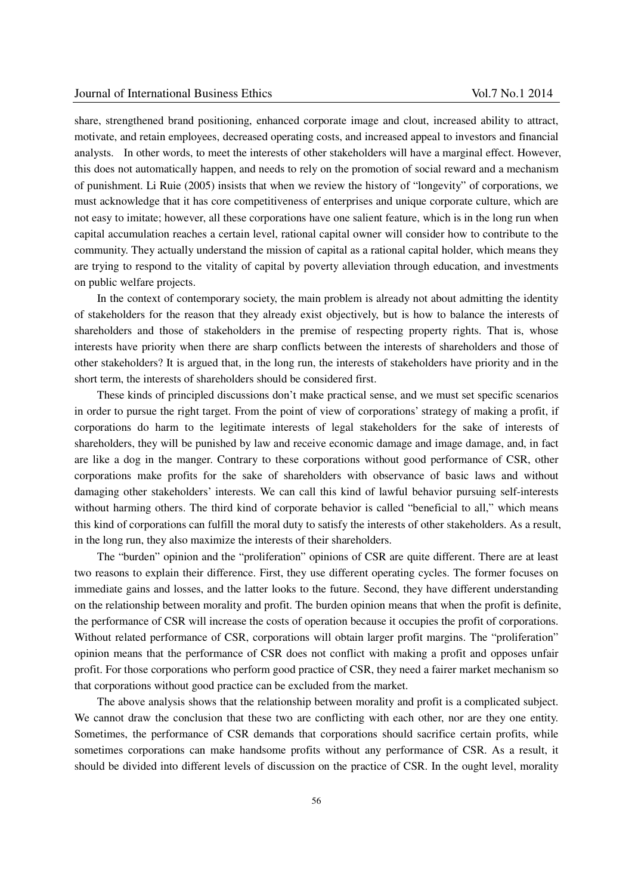share, strengthened brand positioning, enhanced corporate image and clout, increased ability to attract, motivate, and retain employees, decreased operating costs, and increased appeal to investors and financial analysts. In other words, to meet the interests of other stakeholders will have a marginal effect. However, this does not automatically happen, and needs to rely on the promotion of social reward and a mechanism of punishment. Li Ruie (2005) insists that when we review the history of "longevity" of corporations, we must acknowledge that it has core competitiveness of enterprises and unique corporate culture, which are not easy to imitate; however, all these corporations have one salient feature, which is in the long run when capital accumulation reaches a certain level, rational capital owner will consider how to contribute to the community. They actually understand the mission of capital as a rational capital holder, which means they are trying to respond to the vitality of capital by poverty alleviation through education, and investments on public welfare projects.

In the context of contemporary society, the main problem is already not about admitting the identity of stakeholders for the reason that they already exist objectively, but is how to balance the interests of shareholders and those of stakeholders in the premise of respecting property rights. That is, whose interests have priority when there are sharp conflicts between the interests of shareholders and those of other stakeholders? It is argued that, in the long run, the interests of stakeholders have priority and in the short term, the interests of shareholders should be considered first.

These kinds of principled discussions don't make practical sense, and we must set specific scenarios in order to pursue the right target. From the point of view of corporations' strategy of making a profit, if corporations do harm to the legitimate interests of legal stakeholders for the sake of interests of shareholders, they will be punished by law and receive economic damage and image damage, and, in fact are like a dog in the manger. Contrary to these corporations without good performance of CSR, other corporations make profits for the sake of shareholders with observance of basic laws and without damaging other stakeholders' interests. We can call this kind of lawful behavior pursuing self-interests without harming others. The third kind of corporate behavior is called "beneficial to all," which means this kind of corporations can fulfill the moral duty to satisfy the interests of other stakeholders. As a result, in the long run, they also maximize the interests of their shareholders.

The "burden" opinion and the "proliferation" opinions of CSR are quite different. There are at least two reasons to explain their difference. First, they use different operating cycles. The former focuses on immediate gains and losses, and the latter looks to the future. Second, they have different understanding on the relationship between morality and profit. The burden opinion means that when the profit is definite, the performance of CSR will increase the costs of operation because it occupies the profit of corporations. Without related performance of CSR, corporations will obtain larger profit margins. The "proliferation" opinion means that the performance of CSR does not conflict with making a profit and opposes unfair profit. For those corporations who perform good practice of CSR, they need a fairer market mechanism so that corporations without good practice can be excluded from the market.

The above analysis shows that the relationship between morality and profit is a complicated subject. We cannot draw the conclusion that these two are conflicting with each other, nor are they one entity. Sometimes, the performance of CSR demands that corporations should sacrifice certain profits, while sometimes corporations can make handsome profits without any performance of CSR. As a result, it should be divided into different levels of discussion on the practice of CSR. In the ought level, morality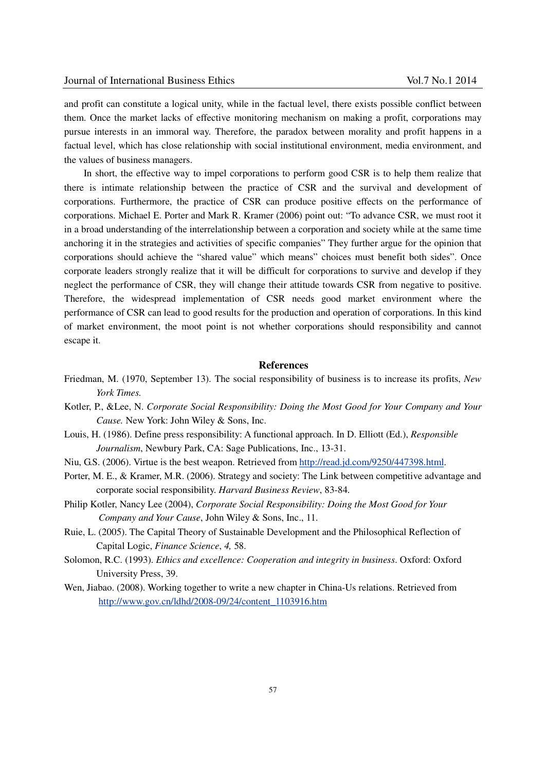and profit can constitute a logical unity, while in the factual level, there exists possible conflict between them. Once the market lacks of effective monitoring mechanism on making a profit, corporations may pursue interests in an immoral way. Therefore, the paradox between morality and profit happens in a factual level, which has close relationship with social institutional environment, media environment, and the values of business managers.

In short, the effective way to impel corporations to perform good CSR is to help them realize that there is intimate relationship between the practice of CSR and the survival and development of corporations. Furthermore, the practice of CSR can produce positive effects on the performance of corporations. Michael E. Porter and Mark R. Kramer (2006) point out: "To advance CSR, we must root it in a broad understanding of the interrelationship between a corporation and society while at the same time anchoring it in the strategies and activities of specific companies" They further argue for the opinion that corporations should achieve the "shared value" which means" choices must benefit both sides". Once corporate leaders strongly realize that it will be difficult for corporations to survive and develop if they neglect the performance of CSR, they will change their attitude towards CSR from negative to positive. Therefore, the widespread implementation of CSR needs good market environment where the performance of CSR can lead to good results for the production and operation of corporations. In this kind of market environment, the moot point is not whether corporations should responsibility and cannot escape it.

## References

Friedman, M. (1970, September 13). The social responsibility of business is to increase its profits, *New York Times.*

Kotler, P., &Lee, N. *Corporate Social Responsibility: Doing the Most Good for Your Company and Your Cause.* New York: John Wiley & Sons, Inc.

Louis, H. (1986). Define press responsibility: A functional approach. In D. Elliott (Ed.), *Responsible Journalism*, Newbury Park, CA: Sage Publications, Inc., 13-31.

Niu, G.S. (2006). Virtue is the best weapon. Retrieved from http://read.jd.com/9250/447398.html.

Porter, M. E., & Kramer, M.R. (2006). Strategy and society: The Link between competitive advantage and corporate social responsibility. *Harvard Business Review*, 83-84.

Philip Kotler, Nancy Lee (2004), *Corporate Social Responsibility: Doing the Most Good for Your Company and Your Cause*, John Wiley & Sons, Inc., 11.

Ruie, L. (2005). The Capital Theory of Sustainable Development and the Philosophical Reflection of Capital Logic, *Finance Science*, *4,* 58.

Solomon, R.C. (1993). *Ethics and excellence: Cooperation and integrity in business*. Oxford: Oxford University Press, 39.

Wen, Jiabao. (2008). Working together to write a new chapter in China-Us relations. Retrieved from http://www.gov.cn/ldhd/2008-09/24/content_1103916.htm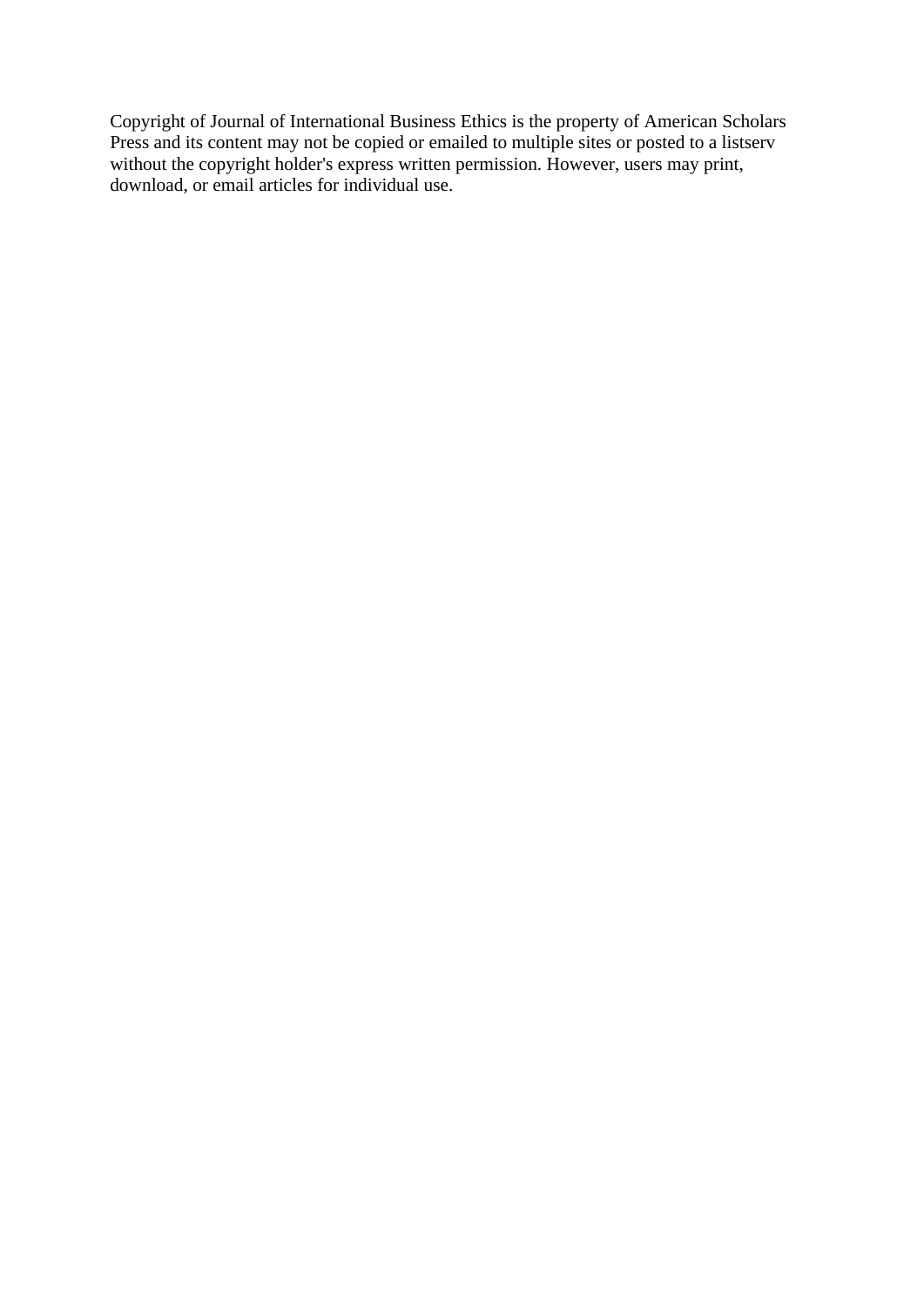Copyright of Journal of International Business Ethics is the property of American Scholars Press and its content may not be copied or emailed to multiple sites or posted to a listserv without the copyright holder's express written permission. However, users may print, download, or email articles for individual use.